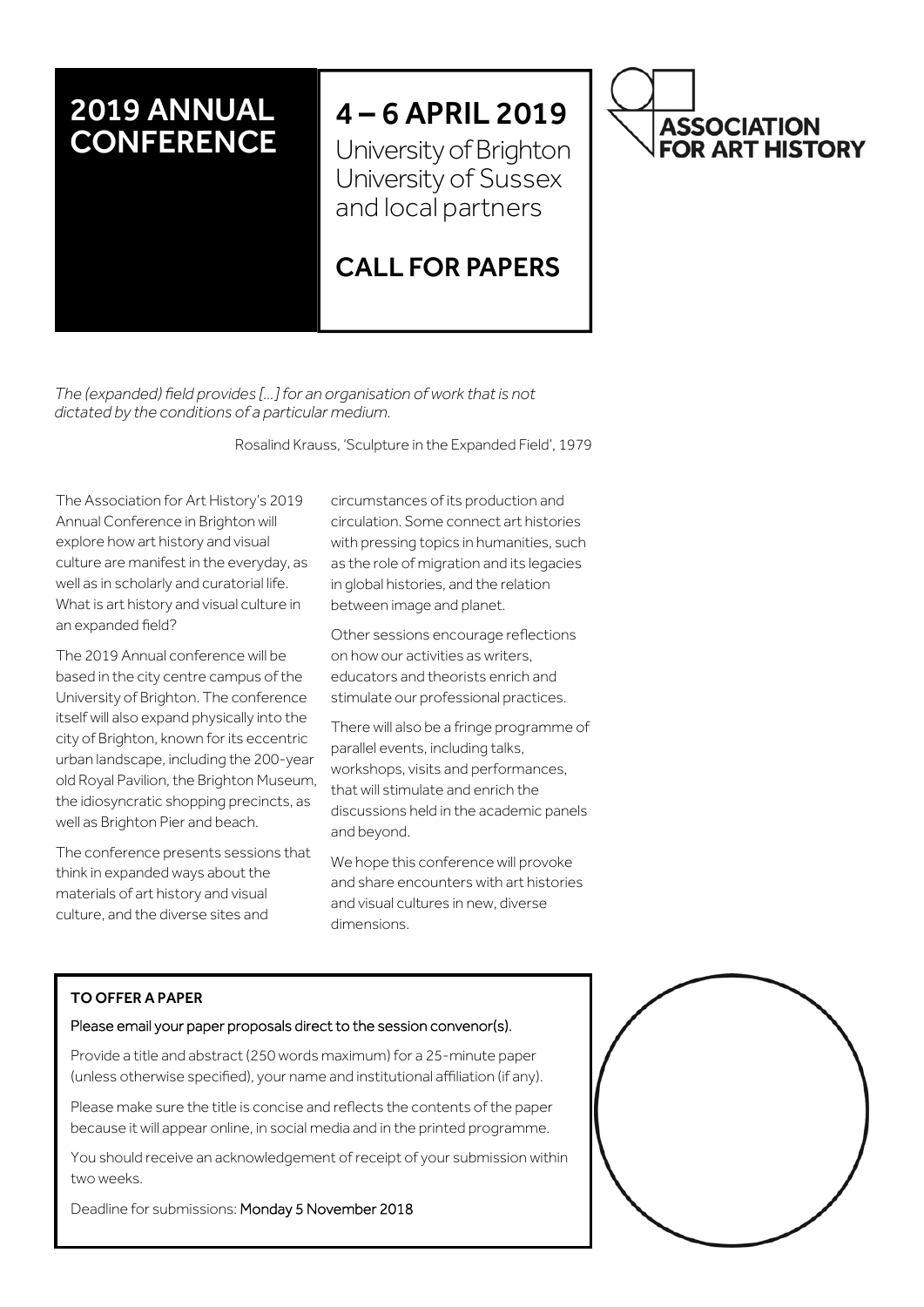# 2019 ANNUAL CONFERENCE

## 4 – 6 APRIL 2019

University of Brighton
University of Sussex
and local partners

## CALL FOR PAPERS

ASSOCIATION FOR ART HISTORY

*The (expanded) field provides [...] for an organisation of work that is not dictated by the conditions of a particular medium.*

Rosalind Krauss, 'Sculpture in the Expanded Field', 1979

The Association for Art History's 2019 Annual Conference in Brighton will explore how art history and visual culture are manifest in the everyday, as well as in scholarly and curatorial life. What is art history and visual culture in an expanded field?

The 2019 Annual conference will be based in the city centre campus of the University of Brighton. The conference itself will also expand physically into the city of Brighton, known for its eccentric urban landscape, including the 200-year old Royal Pavilion, the Brighton Museum, the idiosyncratic shopping precincts, as well as Brighton Pier and beach.

The conference presents sessions that think in expanded ways about the materials of art history and visual culture, and the diverse sites and circumstances of its production and circulation. Some connect art histories with pressing topics in humanities, such as the role of migration and its legacies in global histories, and the relation between image and planet.

Other sessions encourage reflections on how our activities as writers, educators and theorists enrich and stimulate our professional practices.

There will also be a fringe programme of parallel events, including talks, workshops, visits and performances, that will stimulate and enrich the discussions held in the academic panels and beyond.

We hope this conference will provoke and share encounters with art histories and visual cultures in new, diverse dimensions.

**TO OFFER A PAPER**

Please email your paper proposals direct to the session convenor(s).

Provide a title and abstract (250 words maximum) for a 25-minute paper (unless otherwise specified), your name and institutional affiliation (if any).

Please make sure the title is concise and reflects the contents of the paper because it will appear online, in social media and in the printed programme.

You should receive an acknowledgement of receipt of your submission within two weeks.

Deadline for submissions: Monday 5 November 2018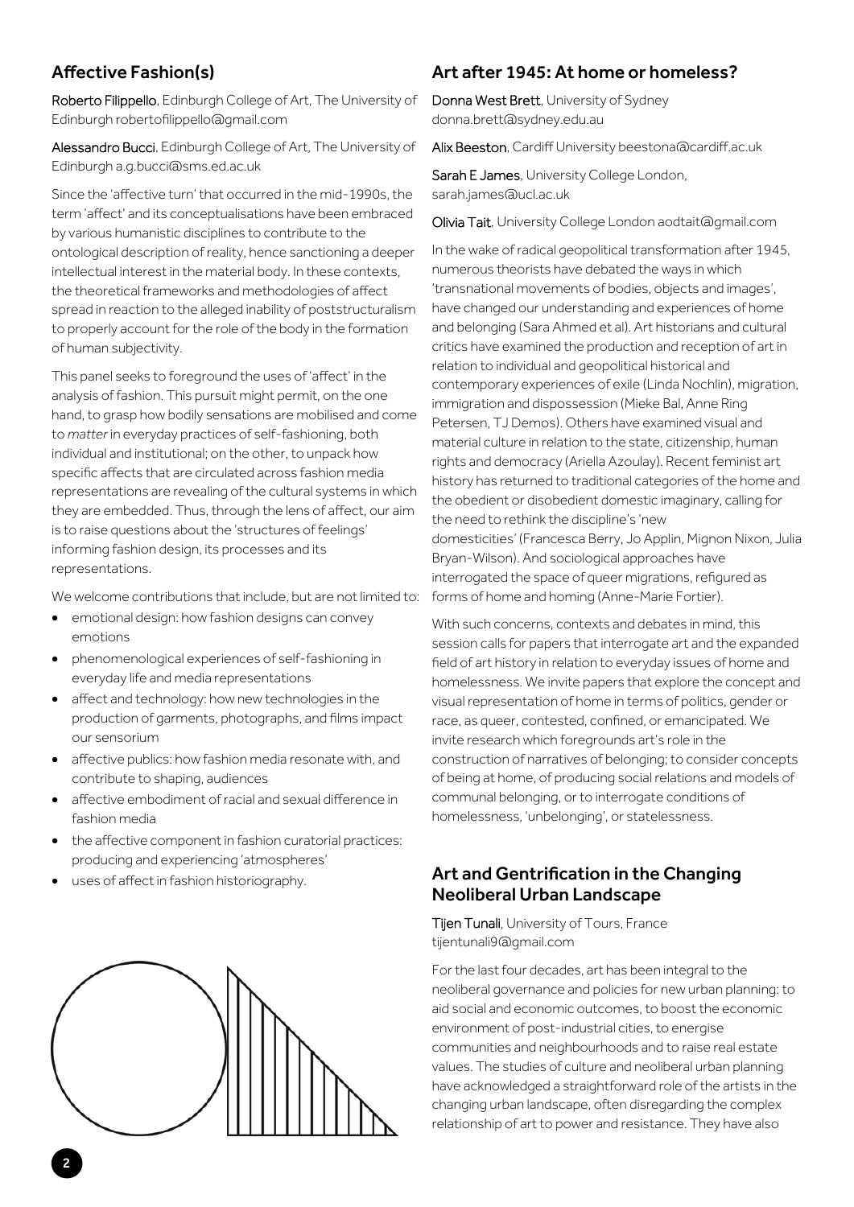## Affective Fashion(s)

**Roberto Filippello**, Edinburgh College of Art, The University of Edinburgh robertofilippello@gmail.com

**Alessandro Bucci**, Edinburgh College of Art, The University of Edinburgh a.g.bucci@sms.ed.ac.uk

Since the 'affective turn' that occurred in the mid-1990s, the term 'affect' and its conceptualisations have been embraced by various humanistic disciplines to contribute to the ontological description of reality, hence sanctioning a deeper intellectual interest in the material body. In these contexts, the theoretical frameworks and methodologies of affect spread in reaction to the alleged inability of poststructuralism to properly account for the role of the body in the formation of human subjectivity.

This panel seeks to foreground the uses of 'affect' in the analysis of fashion. This pursuit might permit, on the one hand, to grasp how bodily sensations are mobilised and come to *matter* in everyday practices of self-fashioning, both individual and institutional; on the other, to unpack how specific affects that are circulated across fashion media representations are revealing of the cultural systems in which they are embedded. Thus, through the lens of affect, our aim is to raise questions about the 'structures of feelings' informing fashion design, its processes and its representations.

We welcome contributions that include, but are not limited to:

- emotional design: how fashion designs can convey emotions
- phenomenological experiences of self-fashioning in everyday life and media representations
- affect and technology: how new technologies in the production of garments, photographs, and films impact our sensorium
- affective publics: how fashion media resonate with, and contribute to shaping, audiences
- affective embodiment of racial and sexual difference in fashion media
- the affective component in fashion curatorial practices: producing and experiencing 'atmospheres'
- uses of affect in fashion historiography.

## Art after 1945: At home or homeless?

**Donna West Brett**, University of Sydney donna.brett@sydney.edu.au

**Alix Beeston**, Cardiff University beestona@cardiff.ac.uk

**Sarah E James**, University College London, sarah.james@ucl.ac.uk

**Olivia Tait**, University College London aodtait@gmail.com

In the wake of radical geopolitical transformation after 1945, numerous theorists have debated the ways in which 'transnational movements of bodies, objects and images', have changed our understanding and experiences of home and belonging (Sara Ahmed et al). Art historians and cultural critics have examined the production and reception of art in relation to individual and geopolitical historical and contemporary experiences of exile (Linda Nochlin), migration, immigration and dispossession (Mieke Bal, Anne Ring Petersen, TJ Demos). Others have examined visual and material culture in relation to the state, citizenship, human rights and democracy (Ariella Azoulay). Recent feminist art history has returned to traditional categories of the home and the obedient or disobedient domestic imaginary, calling for the need to rethink the discipline's 'new domesticities' (Francesca Berry, Jo Applin, Mignon Nixon, Julia Bryan-Wilson). And sociological approaches have interrogated the space of queer migrations, refigured as forms of home and homing (Anne-Marie Fortier).

With such concerns, contexts and debates in mind, this session calls for papers that interrogate art and the expanded field of art history in relation to everyday issues of home and homelessness. We invite papers that explore the concept and visual representation of home in terms of politics, gender or race, as queer, contested, confined, or emancipated. We invite research which foregrounds art's role in the construction of narratives of belonging; to consider concepts of being at home, of producing social relations and models of communal belonging, or to interrogate conditions of homelessness, 'unbelonging', or statelessness.

## Art and Gentrification in the Changing Neoliberal Urban Landscape

**Tijen Tunali**, University of Tours, France tijentunali9@gmail.com

For the last four decades, art has been integral to the neoliberal governance and policies for new urban planning: to aid social and economic outcomes, to boost the economic environment of post-industrial cities, to energise communities and neighbourhoods and to raise real estate values. The studies of culture and neoliberal urban planning have acknowledged a straightforward role of the artists in the changing urban landscape, often disregarding the complex relationship of art to power and resistance. They have also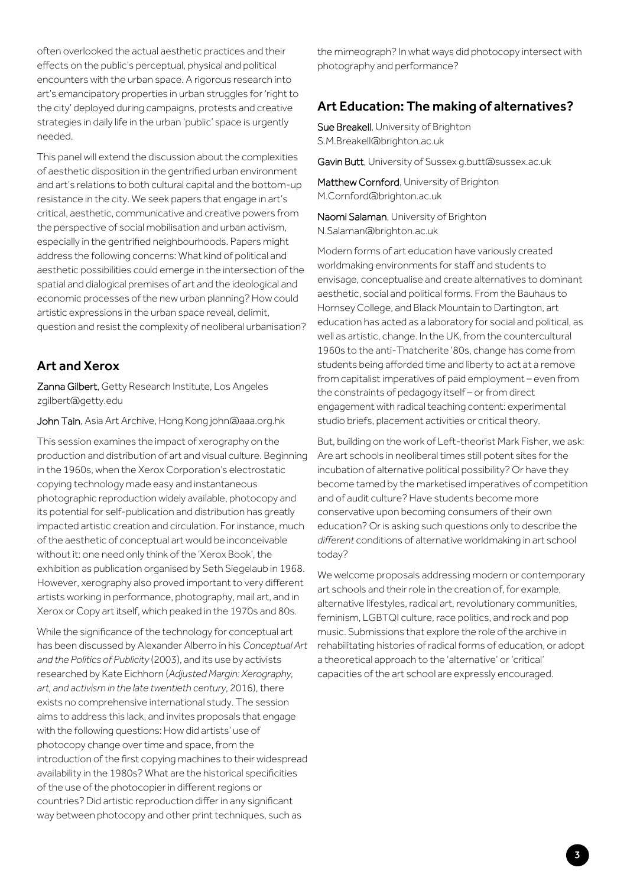often overlooked the actual aesthetic practices and their effects on the public's perceptual, physical and political encounters with the urban space. A rigorous research into art's emancipatory properties in urban struggles for 'right to the city' deployed during campaigns, protests and creative strategies in daily life in the urban 'public' space is urgently needed.

This panel will extend the discussion about the complexities of aesthetic disposition in the gentrified urban environment and art's relations to both cultural capital and the bottom-up resistance in the city. We seek papers that engage in art's critical, aesthetic, communicative and creative powers from the perspective of social mobilisation and urban activism, especially in the gentrified neighbourhoods. Papers might address the following concerns: What kind of political and aesthetic possibilities could emerge in the intersection of the spatial and dialogical premises of art and the ideological and economic processes of the new urban planning? How could artistic expressions in the urban space reveal, delimit, question and resist the complexity of neoliberal urbanisation?

## Art and Xerox

Zanna Gilbert, Getty Research Institute, Los Angeles zgilbert@getty.edu

John Tain, Asia Art Archive, Hong Kong john@aaa.org.hk

This session examines the impact of xerography on the production and distribution of art and visual culture. Beginning in the 1960s, when the Xerox Corporation's electrostatic copying technology made easy and instantaneous photographic reproduction widely available, photocopy and its potential for self-publication and distribution has greatly impacted artistic creation and circulation. For instance, much of the aesthetic of conceptual art would be inconceivable without it: one need only think of the 'Xerox Book', the exhibition as publication organised by Seth Siegelaub in 1968. However, xerography also proved important to very different artists working in performance, photography, mail art, and in Xerox or Copy art itself, which peaked in the 1970s and 80s.

While the significance of the technology for conceptual art has been discussed by Alexander Alberro in his *Conceptual Art and the Politics of Publicity* (2003), and its use by activists researched by Kate Eichhorn (*Adjusted Margin: Xerography, art, and activism in the late twentieth century*, 2016), there exists no comprehensive international study. The session aims to address this lack, and invites proposals that engage with the following questions: How did artists' use of photocopy change over time and space, from the introduction of the first copying machines to their widespread availability in the 1980s? What are the historical specificities of the use of the photocopier in different regions or countries? Did artistic reproduction differ in any significant way between photocopy and other print techniques, such as the mimeograph? In what ways did photocopy intersect with photography and performance?

## Art Education: The making of alternatives?

Sue Breakell, University of Brighton S.M.Breakell@brighton.ac.uk

Gavin Butt, University of Sussex g.butt@sussex.ac.uk

Matthew Cornford, University of Brighton M.Cornford@brighton.ac.uk

Naomi Salaman, University of Brighton N.Salaman@brighton.ac.uk

Modern forms of art education have variously created worldmaking environments for staff and students to envisage, conceptualise and create alternatives to dominant aesthetic, social and political forms. From the Bauhaus to Hornsey College, and Black Mountain to Dartington, art education has acted as a laboratory for social and political, as well as artistic, change. In the UK, from the countercultural 1960s to the anti-Thatcherite '80s, change has come from students being afforded time and liberty to act at a remove from capitalist imperatives of paid employment – even from the constraints of pedagogy itself – or from direct engagement with radical teaching content: experimental studio briefs, placement activities or critical theory.

But, building on the work of Left-theorist Mark Fisher, we ask: Are art schools in neoliberal times still potent sites for the incubation of alternative political possibility? Or have they become tamed by the marketised imperatives of competition and of audit culture? Have students become more conservative upon becoming consumers of their own education? Or is asking such questions only to describe the *different* conditions of alternative worldmaking in art school today?

We welcome proposals addressing modern or contemporary art schools and their role in the creation of, for example, alternative lifestyles, radical art, revolutionary communities, feminism, LGBTQI culture, race politics, and rock and pop music. Submissions that explore the role of the archive in rehabilitating histories of radical forms of education, or adopt a theoretical approach to the 'alternative' or 'critical' capacities of the art school are expressly encouraged.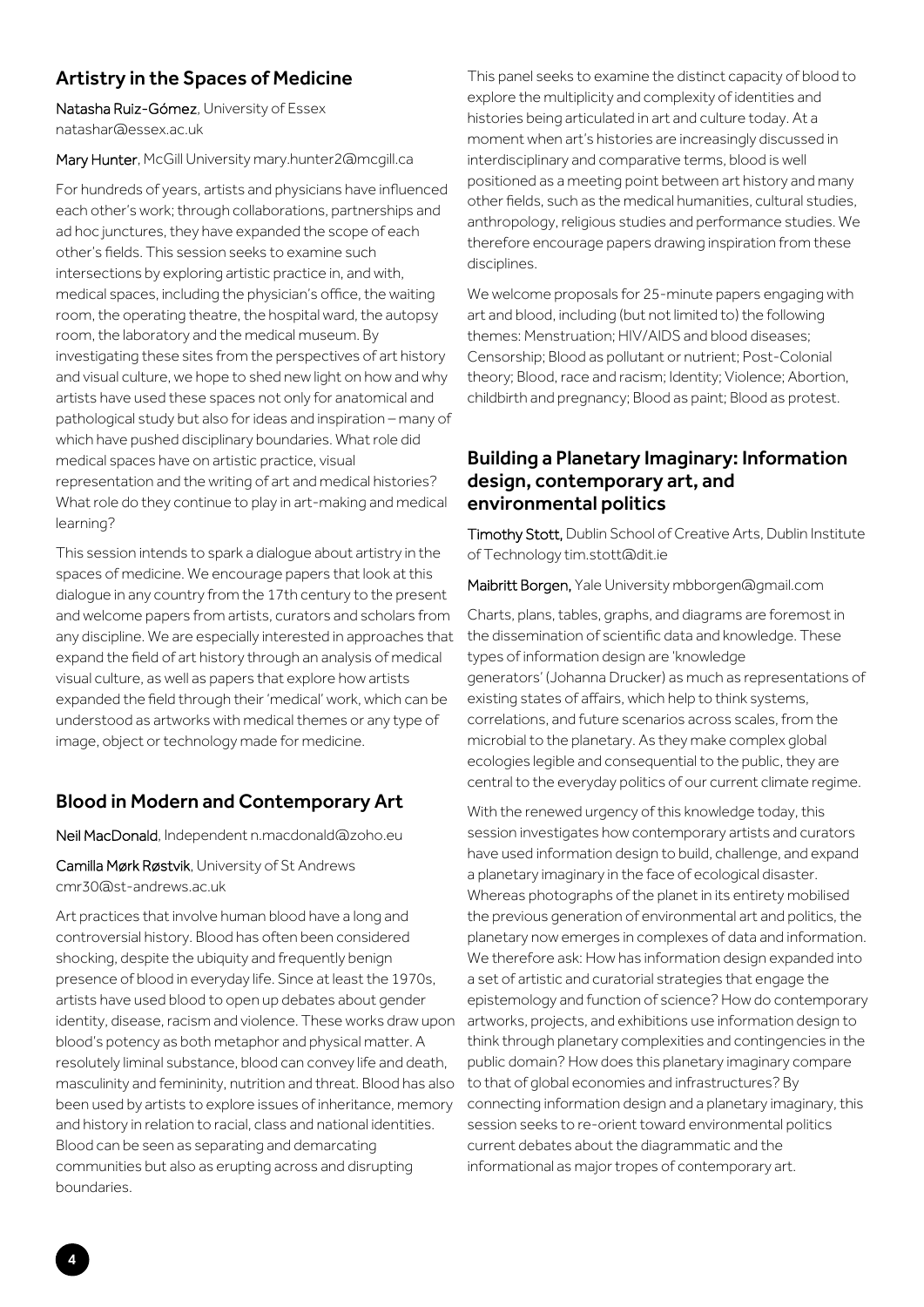## Artistry in the Spaces of Medicine

Natasha Ruiz-Gómez, University of Essex natashar@essex.ac.uk

Mary Hunter, McGill University mary.hunter2@mcgill.ca

For hundreds of years, artists and physicians have influenced each other's work; through collaborations, partnerships and ad hoc junctures, they have expanded the scope of each other's fields. This session seeks to examine such intersections by exploring artistic practice in, and with, medical spaces, including the physician's office, the waiting room, the operating theatre, the hospital ward, the autopsy room, the laboratory and the medical museum. By investigating these sites from the perspectives of art history and visual culture, we hope to shed new light on how and why artists have used these spaces not only for anatomical and pathological study but also for ideas and inspiration – many of which have pushed disciplinary boundaries. What role did medical spaces have on artistic practice, visual representation and the writing of art and medical histories? What role do they continue to play in art-making and medical learning?

This session intends to spark a dialogue about artistry in the spaces of medicine. We encourage papers that look at this dialogue in any country from the 17th century to the present and welcome papers from artists, curators and scholars from any discipline. We are especially interested in approaches that expand the field of art history through an analysis of medical visual culture, as well as papers that explore how artists expanded the field through their 'medical' work, which can be understood as artworks with medical themes or any type of image, object or technology made for medicine.

## Blood in Modern and Contemporary Art

Neil MacDonald, Independent n.macdonald@zoho.eu

Camilla Mørk Røstvik, University of St Andrews cmr30@st-andrews.ac.uk

Art practices that involve human blood have a long and controversial history. Blood has often been considered shocking, despite the ubiquity and frequently benign presence of blood in everyday life. Since at least the 1970s, artists have used blood to open up debates about gender identity, disease, racism and violence. These works draw upon blood's potency as both metaphor and physical matter. A resolutely liminal substance, blood can convey life and death, masculinity and femininity, nutrition and threat. Blood has also been used by artists to explore issues of inheritance, memory and history in relation to racial, class and national identities. Blood can be seen as separating and demarcating communities but also as erupting across and disrupting boundaries.

This panel seeks to examine the distinct capacity of blood to explore the multiplicity and complexity of identities and histories being articulated in art and culture today. At a moment when art's histories are increasingly discussed in interdisciplinary and comparative terms, blood is well positioned as a meeting point between art history and many other fields, such as the medical humanities, cultural studies, anthropology, religious studies and performance studies. We therefore encourage papers drawing inspiration from these disciplines.

We welcome proposals for 25-minute papers engaging with art and blood, including (but not limited to) the following themes: Menstruation; HIV/AIDS and blood diseases; Censorship; Blood as pollutant or nutrient; Post-Colonial theory; Blood, race and racism; Identity; Violence; Abortion, childbirth and pregnancy; Blood as paint; Blood as protest.

## Building a Planetary Imaginary: Information design, contemporary art, and environmental politics

Timothy Stott, Dublin School of Creative Arts, Dublin Institute of Technology tim.stott@dit.ie

Maibritt Borgen, Yale University mbborgen@gmail.com

Charts, plans, tables, graphs, and diagrams are foremost in the dissemination of scientific data and knowledge. These types of information design are 'knowledge generators' (Johanna Drucker) as much as representations of existing states of affairs, which help to think systems, correlations, and future scenarios across scales, from the microbial to the planetary. As they make complex global ecologies legible and consequential to the public, they are central to the everyday politics of our current climate regime.

With the renewed urgency of this knowledge today, this session investigates how contemporary artists and curators have used information design to build, challenge, and expand a planetary imaginary in the face of ecological disaster. Whereas photographs of the planet in its entirety mobilised the previous generation of environmental art and politics, the planetary now emerges in complexes of data and information. We therefore ask: How has information design expanded into a set of artistic and curatorial strategies that engage the epistemology and function of science? How do contemporary artworks, projects, and exhibitions use information design to think through planetary complexities and contingencies in the public domain? How does this planetary imaginary compare to that of global economies and infrastructures? By connecting information design and a planetary imaginary, this session seeks to re-orient toward environmental politics current debates about the diagrammatic and the informational as major tropes of contemporary art.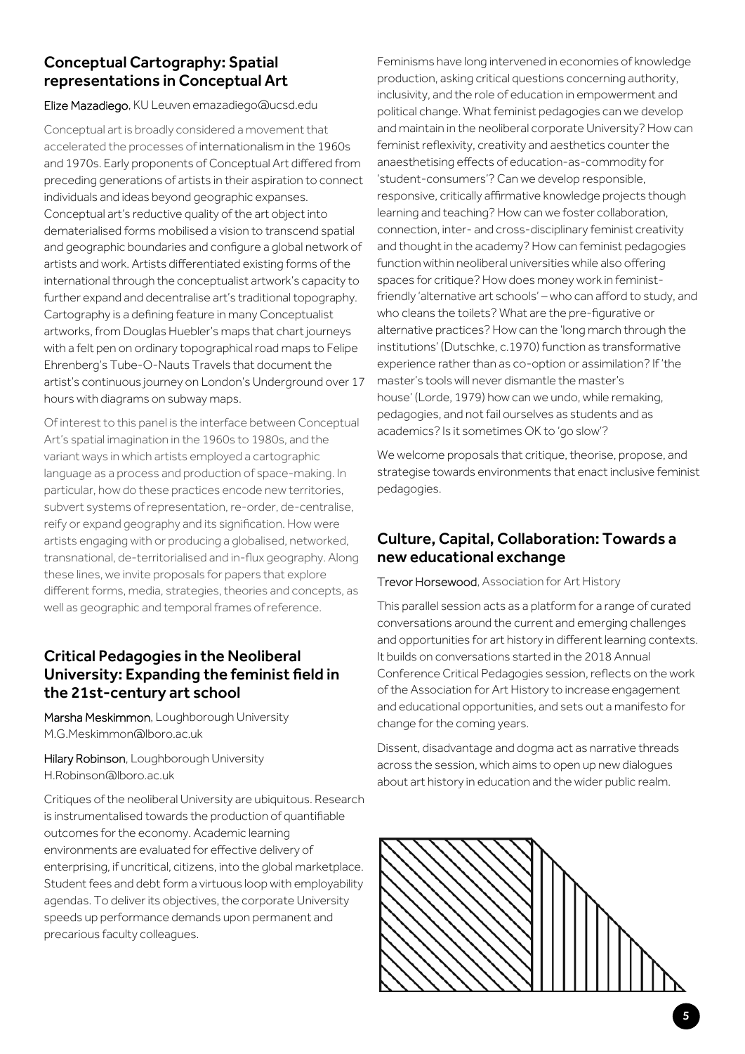## Conceptual Cartography: Spatial representations in Conceptual Art

Elize Mazadiego, KU Leuven emazadiego@ucsd.edu

Conceptual art is broadly considered a movement that accelerated the processes of internationalism in the 1960s and 1970s. Early proponents of Conceptual Art differed from preceding generations of artists in their aspiration to connect individuals and ideas beyond geographic expanses. Conceptual art's reductive quality of the art object into dematerialised forms mobilised a vision to transcend spatial and geographic boundaries and configure a global network of artists and work. Artists differentiated existing forms of the international through the conceptualist artwork's capacity to further expand and decentralise art's traditional topography. Cartography is a defining feature in many Conceptualist artworks, from Douglas Huebler's maps that chart journeys with a felt pen on ordinary topographical road maps to Felipe Ehrenberg's Tube-O-Nauts Travels that document the artist's continuous journey on London's Underground over 17 hours with diagrams on subway maps.

Of interest to this panel is the interface between Conceptual Art's spatial imagination in the 1960s to 1980s, and the variant ways in which artists employed a cartographic language as a process and production of space-making. In particular, how do these practices encode new territories, subvert systems of representation, re-order, de-centralise, reify or expand geography and its signification. How were artists engaging with or producing a globalised, networked, transnational, de-territorialised and in-flux geography. Along these lines, we invite proposals for papers that explore different forms, media, strategies, theories and concepts, as well as geographic and temporal frames of reference.

## Critical Pedagogies in the Neoliberal University: Expanding the feminist field in the 21st-century art school

Marsha Meskimmon, Loughborough University M.G.Meskimmon@lboro.ac.uk

Hilary Robinson, Loughborough University H.Robinson@lboro.ac.uk

Critiques of the neoliberal University are ubiquitous. Research is instrumentalised towards the production of quantifiable outcomes for the economy. Academic learning environments are evaluated for effective delivery of enterprising, if uncritical, citizens, into the global marketplace. Student fees and debt form a virtuous loop with employability agendas. To deliver its objectives, the corporate University speeds up performance demands upon permanent and precarious faculty colleagues.

Feminisms have long intervened in economies of knowledge production, asking critical questions concerning authority, inclusivity, and the role of education in empowerment and political change. What feminist pedagogies can we develop and maintain in the neoliberal corporate University? How can feminist reflexivity, creativity and aesthetics counter the anaesthetising effects of education-as-commodity for 'student-consumers'? Can we develop responsible, responsive, critically affirmative knowledge projects though learning and teaching? How can we foster collaboration, connection, inter- and cross-disciplinary feminist creativity and thought in the academy? How can feminist pedagogies function within neoliberal universities while also offering spaces for critique? How does money work in feminist-friendly 'alternative art schools' – who can afford to study, and who cleans the toilets? What are the pre-figurative or alternative practices? How can the 'long march through the institutions' (Dutschke, c.1970) function as transformative experience rather than as co-option or assimilation? If 'the master's tools will never dismantle the master's house' (Lorde, 1979) how can we undo, while remaking, pedagogies, and not fail ourselves as students and as academics? Is it sometimes OK to 'go slow'?

We welcome proposals that critique, theorise, propose, and strategise towards environments that enact inclusive feminist pedagogies.

## Culture, Capital, Collaboration: Towards a new educational exchange

Trevor Horsewood, Association for Art History

This parallel session acts as a platform for a range of curated conversations around the current and emerging challenges and opportunities for art history in different learning contexts. It builds on conversations started in the 2018 Annual Conference Critical Pedagogies session, reflects on the work of the Association for Art History to increase engagement and educational opportunities, and sets out a manifesto for change for the coming years.

Dissent, disadvantage and dogma act as narrative threads across the session, which aims to open up new dialogues about art history in education and the wider public realm.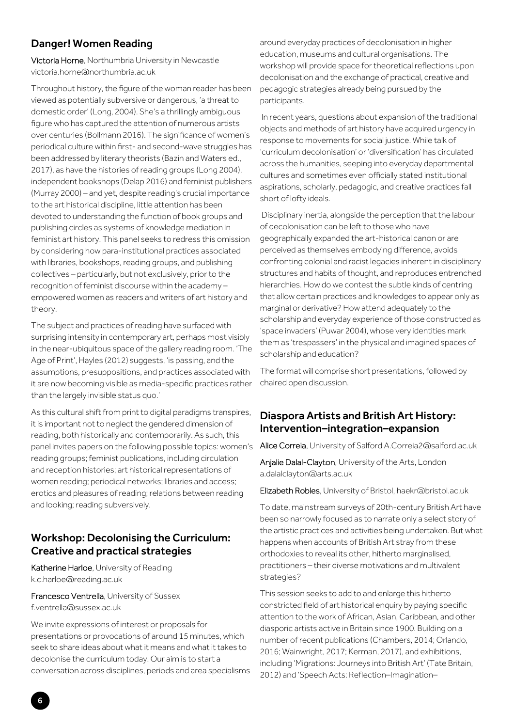## Danger! Women Reading

**Victoria Horne**, Northumbria University in Newcastle
victoria.horne@northumbria.ac.uk

Throughout history, the figure of the woman reader has been viewed as potentially subversive or dangerous, 'a threat to domestic order' (Long, 2004). She's a thrillingly ambiguous figure who has captured the attention of numerous artists over centuries (Bollmann 2016). The significance of women's periodical culture within first- and second-wave struggles has been addressed by literary theorists (Bazin and Waters ed., 2017), as have the histories of reading groups (Long 2004), independent bookshops (Delap 2016) and feminist publishers (Murray 2000) – and yet, despite reading's crucial importance to the art historical discipline, little attention has been devoted to understanding the function of book groups and publishing circles as systems of knowledge mediation in feminist art history. This panel seeks to redress this omission by considering how para-institutional practices associated with libraries, bookshops, reading groups, and publishing collectives – particularly, but not exclusively, prior to the recognition of feminist discourse within the academy – empowered women as readers and writers of art history and theory.

The subject and practices of reading have surfaced with surprising intensity in contemporary art, perhaps most visibly in the near-ubiquitous space of the gallery reading room. 'The Age of Print', Hayles (2012) suggests, 'is passing, and the assumptions, presuppositions, and practices associated with it are now becoming visible as media-specific practices rather than the largely invisible status quo.'

As this cultural shift from print to digital paradigms transpires, it is important not to neglect the gendered dimension of reading, both historically and contemporarily. As such, this panel invites papers on the following possible topics: women's reading groups; feminist publications, including circulation and reception histories; art historical representations of women reading; periodical networks; libraries and access; erotics and pleasures of reading; relations between reading and looking; reading subversively.

## Workshop: Decolonising the Curriculum: Creative and practical strategies

**Katherine Harloe**, University of Reading
k.c.harloe@reading.ac.uk

**Francesco Ventrella**, University of Sussex
f.ventrella@sussex.ac.uk

We invite expressions of interest or proposals for presentations or provocations of around 15 minutes, which seek to share ideas about what it means and what it takes to decolonise the curriculum today. Our aim is to start a conversation across disciplines, periods and area specialisms around everyday practices of decolonisation in higher education, museums and cultural organisations. The workshop will provide space for theoretical reflections upon decolonisation and the exchange of practical, creative and pedagogic strategies already being pursued by the participants.

In recent years, questions about expansion of the traditional objects and methods of art history have acquired urgency in response to movements for social justice. While talk of 'curriculum decolonisation' or 'diversification' has circulated across the humanities, seeping into everyday departmental cultures and sometimes even officially stated institutional aspirations, scholarly, pedagogic, and creative practices fall short of lofty ideals.

Disciplinary inertia, alongside the perception that the labour of decolonisation can be left to those who have geographically expanded the art-historical canon or are perceived as themselves embodying difference, avoids confronting colonial and racist legacies inherent in disciplinary structures and habits of thought, and reproduces entrenched hierarchies. How do we contest the subtle kinds of centring that allow certain practices and knowledges to appear only as marginal or derivative? How attend adequately to the scholarship and everyday experience of those constructed as 'space invaders' (Puwar 2004), whose very identities mark them as 'trespassers' in the physical and imagined spaces of scholarship and education?

The format will comprise short presentations, followed by chaired open discussion.

## Diaspora Artists and British Art History: Intervention–integration–expansion

**Alice Correia**, University of Salford A.Correia2@salford.ac.uk

**Anjalie Dalal-Clayton**, University of the Arts, London
a.dalalclayton@arts.ac.uk

**Elizabeth Robles**, University of Bristol, haekr@bristol.ac.uk

To date, mainstream surveys of 20th-century British Art have been so narrowly focused as to narrate only a select story of the artistic practices and activities being undertaken. But what happens when accounts of British Art stray from these orthodoxies to reveal its other, hitherto marginalised, practitioners – their diverse motivations and multivalent strategies?

This session seeks to add to and enlarge this hitherto constricted field of art historical enquiry by paying specific attention to the work of African, Asian, Caribbean, and other diasporic artists active in Britain since 1900. Building on a number of recent publications (Chambers, 2014; Orlando, 2016; Wainwright, 2017; Kerman, 2017), and exhibitions, including 'Migrations: Journeys into British Art' (Tate Britain, 2012) and 'Speech Acts: Reflection–Imagination–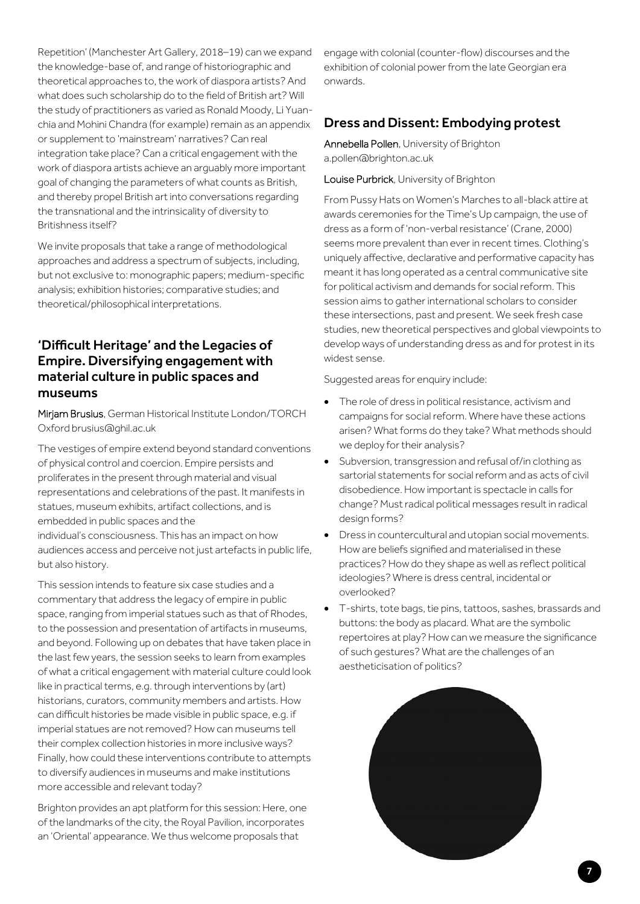Repetition' (Manchester Art Gallery, 2018–19) can we expand the knowledge-base of, and range of historiographic and theoretical approaches to, the work of diaspora artists? And what does such scholarship do to the field of British art? Will the study of practitioners as varied as Ronald Moody, Li Yuan-chia and Mohini Chandra (for example) remain as an appendix or supplement to 'mainstream' narratives? Can real integration take place? Can a critical engagement with the work of diaspora artists achieve an arguably more important goal of changing the parameters of what counts as British, and thereby propel British art into conversations regarding the transnational and the intrinsicality of diversity to Britishness itself?

We invite proposals that take a range of methodological approaches and address a spectrum of subjects, including, but not exclusive to: monographic papers; medium-specific analysis; exhibition histories; comparative studies; and theoretical/philosophical interpretations.

## 'Difficult Heritage' and the Legacies of Empire. Diversifying engagement with material culture in public spaces and museums

Mirjam Brusius, German Historical Institute London/TORCH Oxford brusius@ghil.ac.uk

The vestiges of empire extend beyond standard conventions of physical control and coercion. Empire persists and proliferates in the present through material and visual representations and celebrations of the past. It manifests in statues, museum exhibits, artifact collections, and is embedded in public spaces and the individual's consciousness. This has an impact on how audiences access and perceive not just artefacts in public life, but also history.

This session intends to feature six case studies and a commentary that address the legacy of empire in public space, ranging from imperial statues such as that of Rhodes, to the possession and presentation of artifacts in museums, and beyond. Following up on debates that have taken place in the last few years, the session seeks to learn from examples of what a critical engagement with material culture could look like in practical terms, e.g. through interventions by (art) historians, curators, community members and artists. How can difficult histories be made visible in public space, e.g. if imperial statues are not removed? How can museums tell their complex collection histories in more inclusive ways? Finally, how could these interventions contribute to attempts to diversify audiences in museums and make institutions more accessible and relevant today?

Brighton provides an apt platform for this session: Here, one of the landmarks of the city, the Royal Pavilion, incorporates an 'Oriental' appearance. We thus welcome proposals that engage with colonial (counter-flow) discourses and the exhibition of colonial power from the late Georgian era onwards.

## Dress and Dissent: Embodying protest

Annebella Pollen, University of Brighton a.pollen@brighton.ac.uk

Louise Purbrick, University of Brighton

From Pussy Hats on Women's Marches to all-black attire at awards ceremonies for the Time's Up campaign, the use of dress as a form of 'non-verbal resistance' (Crane, 2000) seems more prevalent than ever in recent times. Clothing's uniquely affective, declarative and performative capacity has meant it has long operated as a central communicative site for political activism and demands for social reform. This session aims to gather international scholars to consider these intersections, past and present. We seek fresh case studies, new theoretical perspectives and global viewpoints to develop ways of understanding dress as and for protest in its widest sense.

Suggested areas for enquiry include:

- The role of dress in political resistance, activism and campaigns for social reform. Where have these actions arisen? What forms do they take? What methods should we deploy for their analysis?
- Subversion, transgression and refusal of/in clothing as sartorial statements for social reform and as acts of civil disobedience. How important is spectacle in calls for change? Must radical political messages result in radical design forms?
- Dress in countercultural and utopian social movements. How are beliefs signified and materialised in these practices? How do they shape as well as reflect political ideologies? Where is dress central, incidental or overlooked?
- T-shirts, tote bags, tie pins, tattoos, sashes, brassards and buttons: the body as placard. What are the symbolic repertoires at play? How can we measure the significance of such gestures? What are the challenges of an aestheticisation of politics?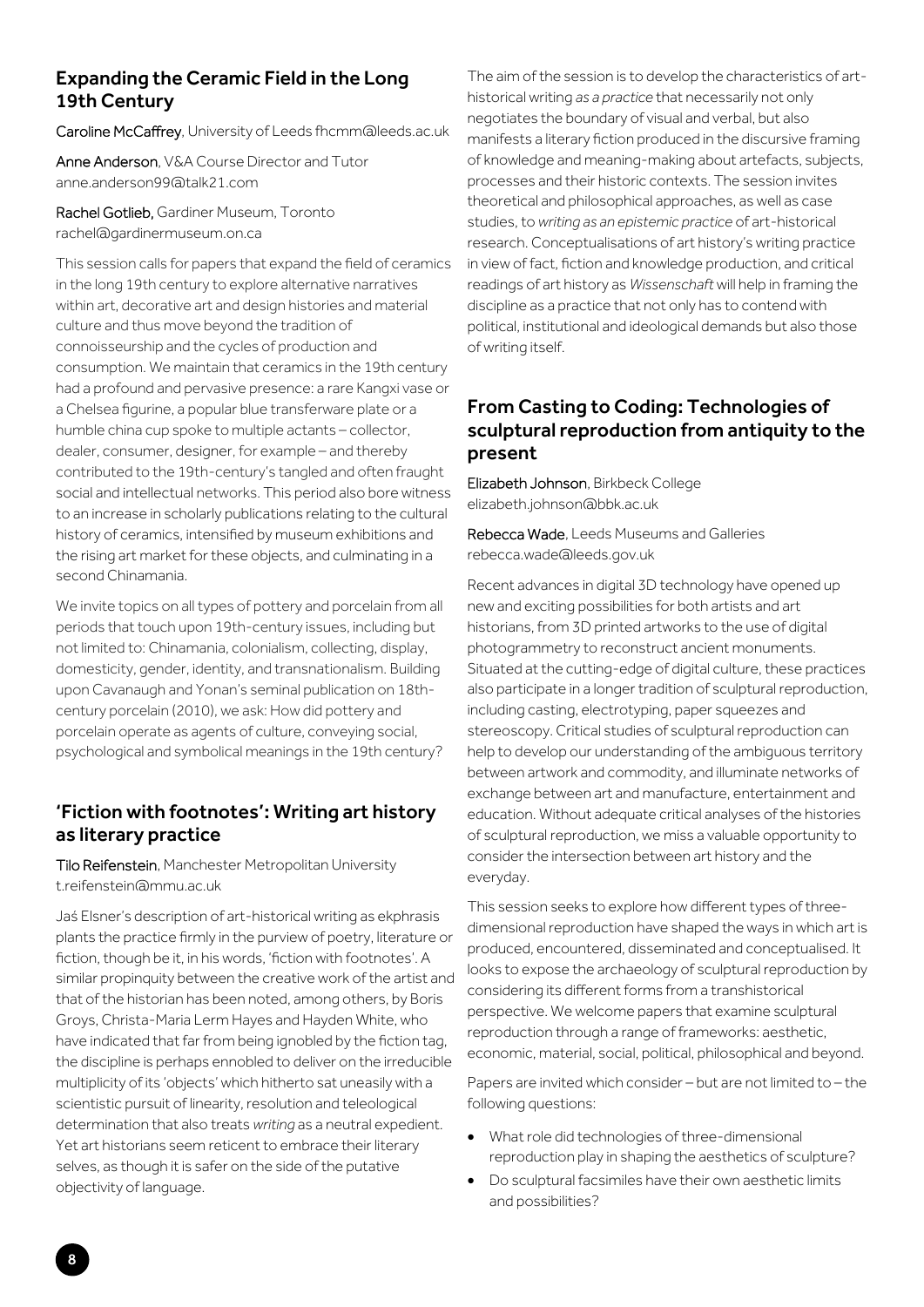## Expanding the Ceramic Field in the Long 19th Century

**Caroline McCaffrey**, University of Leeds fhcmm@leeds.ac.uk

**Anne Anderson**, V&A Course Director and Tutor anne.anderson99@talk21.com

**Rachel Gotlieb,** Gardiner Museum, Toronto rachel@gardinermuseum.on.ca

This session calls for papers that expand the field of ceramics in the long 19th century to explore alternative narratives within art, decorative art and design histories and material culture and thus move beyond the tradition of connoisseurship and the cycles of production and consumption. We maintain that ceramics in the 19th century had a profound and pervasive presence: a rare Kangxi vase or a Chelsea figurine, a popular blue transferware plate or a humble china cup spoke to multiple actants – collector, dealer, consumer, designer, for example – and thereby contributed to the 19th-century's tangled and often fraught social and intellectual networks. This period also bore witness to an increase in scholarly publications relating to the cultural history of ceramics, intensified by museum exhibitions and the rising art market for these objects, and culminating in a second Chinamania.

We invite topics on all types of pottery and porcelain from all periods that touch upon 19th-century issues, including but not limited to: Chinamania, colonialism, collecting, display, domesticity, gender, identity, and transnationalism. Building upon Cavanaugh and Yonan's seminal publication on 18th-century porcelain (2010), we ask: How did pottery and porcelain operate as agents of culture, conveying social, psychological and symbolical meanings in the 19th century?

## 'Fiction with footnotes': Writing art history as literary practice

**Tilo Reifenstein**, Manchester Metropolitan University t.reifenstein@mmu.ac.uk

Jaś Elsner's description of art-historical writing as ekphrasis plants the practice firmly in the purview of poetry, literature or fiction, though be it, in his words, 'fiction with footnotes'. A similar propinquity between the creative work of the artist and that of the historian has been noted, among others, by Boris Groys, Christa-Maria Lerm Hayes and Hayden White, who have indicated that far from being ignobled by the fiction tag, the discipline is perhaps ennobled to deliver on the irreducible multiplicity of its 'objects' which hitherto sat uneasily with a scientistic pursuit of linearity, resolution and teleological determination that also treats *writing* as a neutral expedient. Yet art historians seem reticent to embrace their literary selves, as though it is safer on the side of the putative objectivity of language.

The aim of the session is to develop the characteristics of art-historical writing *as a practice* that necessarily not only negotiates the boundary of visual and verbal, but also manifests a literary fiction produced in the discursive framing of knowledge and meaning-making about artefacts, subjects, processes and their historic contexts. The session invites theoretical and philosophical approaches, as well as case studies, to *writing as an epistemic practice* of art-historical research. Conceptualisations of art history's writing practice in view of fact, fiction and knowledge production, and critical readings of art history as *Wissenschaft* will help in framing the discipline as a practice that not only has to contend with political, institutional and ideological demands but also those of writing itself.

## From Casting to Coding: Technologies of sculptural reproduction from antiquity to the present

**Elizabeth Johnson**, Birkbeck College elizabeth.johnson@bbk.ac.uk

**Rebecca Wade**, Leeds Museums and Galleries rebecca.wade@leeds.gov.uk

Recent advances in digital 3D technology have opened up new and exciting possibilities for both artists and art historians, from 3D printed artworks to the use of digital photogrammetry to reconstruct ancient monuments. Situated at the cutting-edge of digital culture, these practices also participate in a longer tradition of sculptural reproduction, including casting, electrotyping, paper squeezes and stereoscopy. Critical studies of sculptural reproduction can help to develop our understanding of the ambiguous territory between artwork and commodity, and illuminate networks of exchange between art and manufacture, entertainment and education. Without adequate critical analyses of the histories of sculptural reproduction, we miss a valuable opportunity to consider the intersection between art history and the everyday.

This session seeks to explore how different types of three-dimensional reproduction have shaped the ways in which art is produced, encountered, disseminated and conceptualised. It looks to expose the archaeology of sculptural reproduction by considering its different forms from a transhistorical perspective. We welcome papers that examine sculptural reproduction through a range of frameworks: aesthetic, economic, material, social, political, philosophical and beyond.

Papers are invited which consider – but are not limited to – the following questions:

- What role did technologies of three-dimensional reproduction play in shaping the aesthetics of sculpture?
- Do sculptural facsimiles have their own aesthetic limits and possibilities?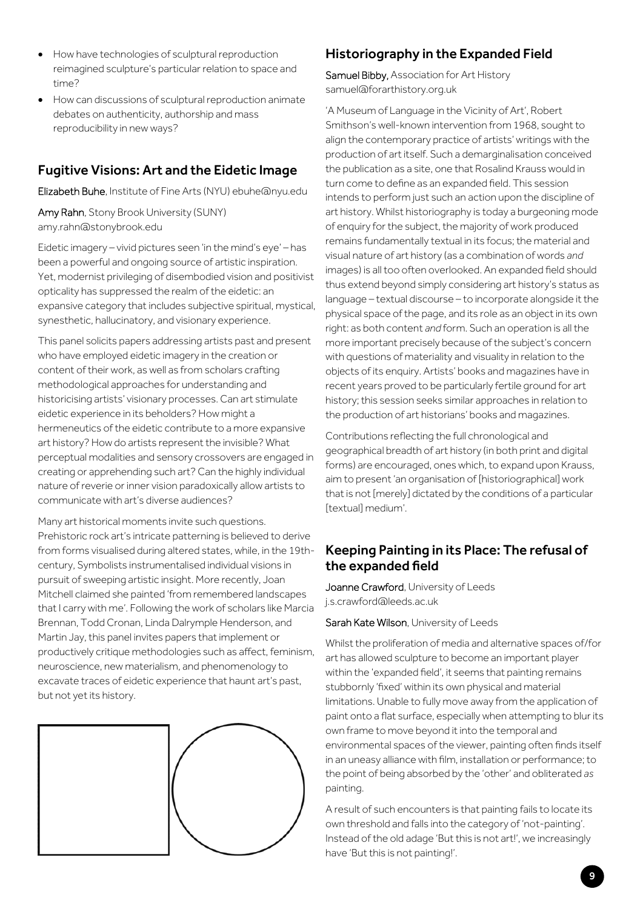- How have technologies of sculptural reproduction reimagined sculpture's particular relation to space and time?
- How can discussions of sculptural reproduction animate debates on authenticity, authorship and mass reproducibility in new ways?

## Fugitive Visions: Art and the Eidetic Image

Elizabeth Buhe, Institute of Fine Arts (NYU) ebuhe@nyu.edu

Amy Rahn, Stony Brook University (SUNY) amy.rahn@stonybrook.edu

Eidetic imagery – vivid pictures seen 'in the mind's eye' – has been a powerful and ongoing source of artistic inspiration. Yet, modernist privileging of disembodied vision and positivist opticality has suppressed the realm of the eidetic: an expansive category that includes subjective spiritual, mystical, synesthetic, hallucinatory, and visionary experience.

This panel solicits papers addressing artists past and present who have employed eidetic imagery in the creation or content of their work, as well as from scholars crafting methodological approaches for understanding and historicising artists' visionary processes. Can art stimulate eidetic experience in its beholders? How might a hermeneutics of the eidetic contribute to a more expansive art history? How do artists represent the invisible? What perceptual modalities and sensory crossovers are engaged in creating or apprehending such art? Can the highly individual nature of reverie or inner vision paradoxically allow artists to communicate with art's diverse audiences?

Many art historical moments invite such questions. Prehistoric rock art's intricate patterning is believed to derive from forms visualised during altered states, while, in the 19th-century, Symbolists instrumentalised individual visions in pursuit of sweeping artistic insight. More recently, Joan Mitchell claimed she painted 'from remembered landscapes that I carry with me'. Following the work of scholars like Marcia Brennan, Todd Cronan, Linda Dalrymple Henderson, and Martin Jay, this panel invites papers that implement or productively critique methodologies such as affect, feminism, neuroscience, new materialism, and phenomenology to excavate traces of eidetic experience that haunt art's past, but not yet its history.

## Historiography in the Expanded Field

Samuel Bibby, Association for Art History samuel@forarthistory.org.uk

'A Museum of Language in the Vicinity of Art', Robert Smithson's well-known intervention from 1968, sought to align the contemporary practice of artists' writings with the production of art itself. Such a demarginalisation conceived the publication as a site, one that Rosalind Krauss would in turn come to define as an expanded field. This session intends to perform just such an action upon the discipline of art history. Whilst historiography is today a burgeoning mode of enquiry for the subject, the majority of work produced remains fundamentally textual in its focus; the material and visual nature of art history (as a combination of words *and* images) is all too often overlooked. An expanded field should thus extend beyond simply considering art history's status as language – textual discourse – to incorporate alongside it the physical space of the page, and its role as an object in its own right: as both content *and* form. Such an operation is all the more important precisely because of the subject's concern with questions of materiality and visuality in relation to the objects of its enquiry. Artists' books and magazines have in recent years proved to be particularly fertile ground for art history; this session seeks similar approaches in relation to the production of art historians' books and magazines.

Contributions reflecting the full chronological and geographical breadth of art history (in both print and digital forms) are encouraged, ones which, to expand upon Krauss, aim to present 'an organisation of [historiographical] work that is not [merely] dictated by the conditions of a particular [textual] medium'.

## Keeping Painting in its Place: The refusal of the expanded field

Joanne Crawford, University of Leeds j.s.crawford@leeds.ac.uk

Sarah Kate Wilson, University of Leeds

Whilst the proliferation of media and alternative spaces of/for art has allowed sculpture to become an important player within the 'expanded field', it seems that painting remains stubbornly 'fixed' within its own physical and material limitations. Unable to fully move away from the application of paint onto a flat surface, especially when attempting to blur its own frame to move beyond it into the temporal and environmental spaces of the viewer, painting often finds itself in an uneasy alliance with film, installation or performance; to the point of being absorbed by the 'other' and obliterated *as* painting.

A result of such encounters is that painting fails to locate its own threshold and falls into the category of 'not-painting'. Instead of the old adage 'But this is not art!', we increasingly have 'But this is not painting!'.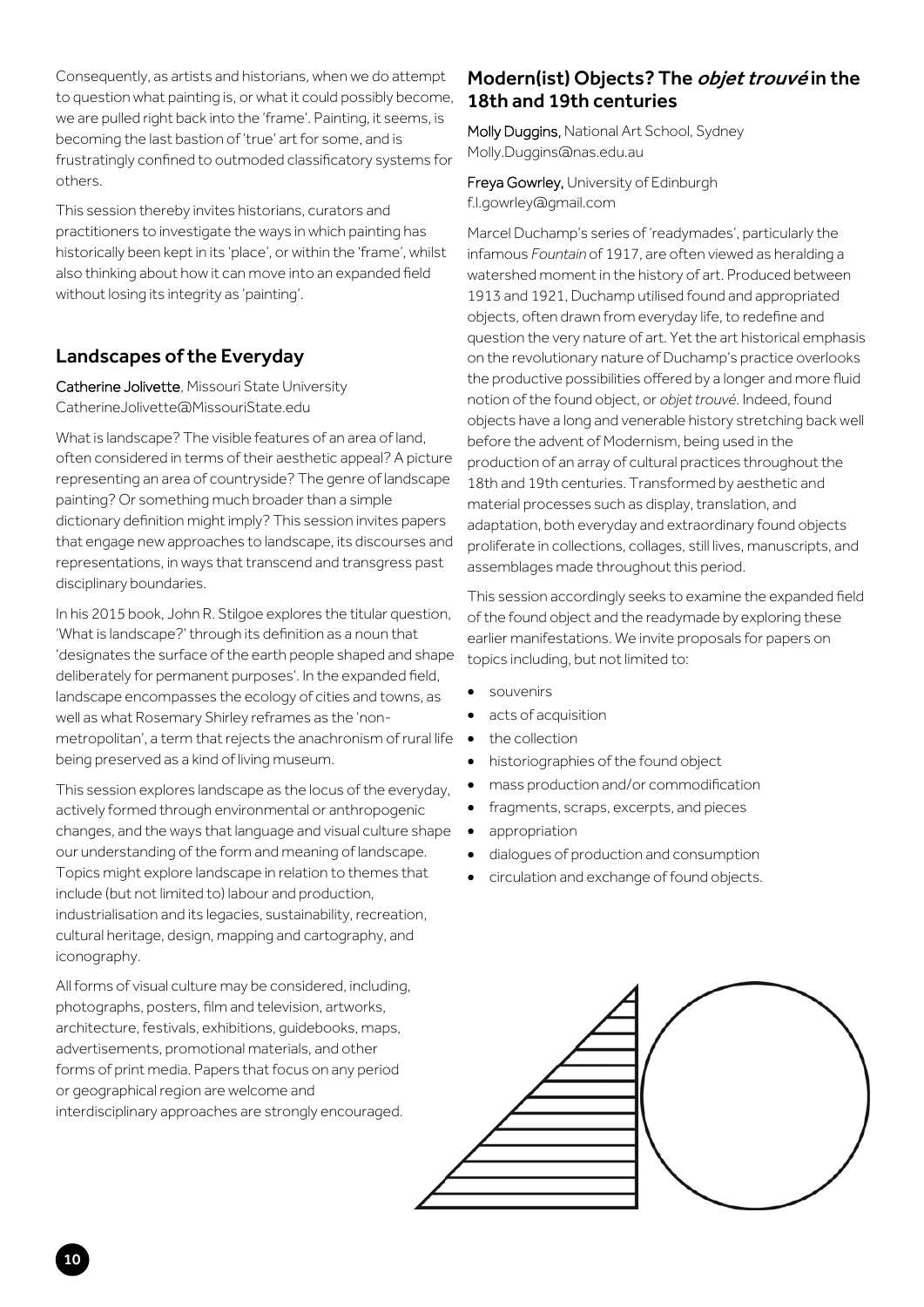Consequently, as artists and historians, when we do attempt to question what painting is, or what it could possibly become, we are pulled right back into the 'frame'. Painting, it seems, is becoming the last bastion of 'true' art for some, and is frustratingly confined to outmoded classificatory systems for others.

This session thereby invites historians, curators and practitioners to investigate the ways in which painting has historically been kept in its 'place', or within the 'frame', whilst also thinking about how it can move into an expanded field without losing its integrity as 'painting'.

## Landscapes of the Everyday

**Catherine Jolivette**, Missouri State University
CatherineJolivette@MissouriState.edu

What is landscape? The visible features of an area of land, often considered in terms of their aesthetic appeal? A picture representing an area of countryside? The genre of landscape painting? Or something much broader than a simple dictionary definition might imply? This session invites papers that engage new approaches to landscape, its discourses and representations, in ways that transcend and transgress past disciplinary boundaries.

In his 2015 book, John R. Stilgoe explores the titular question, 'What is landscape?' through its definition as a noun that 'designates the surface of the earth people shaped and shape deliberately for permanent purposes'. In the expanded field, landscape encompasses the ecology of cities and towns, as well as what Rosemary Shirley reframes as the 'non-metropolitan', a term that rejects the anachronism of rural life being preserved as a kind of living museum.

This session explores landscape as the locus of the everyday, actively formed through environmental or anthropogenic changes, and the ways that language and visual culture shape our understanding of the form and meaning of landscape. Topics might explore landscape in relation to themes that include (but not limited to) labour and production, industrialisation and its legacies, sustainability, recreation, cultural heritage, design, mapping and cartography, and iconography.

All forms of visual culture may be considered, including, photographs, posters, film and television, artworks, architecture, festivals, exhibitions, guidebooks, maps, advertisements, promotional materials, and other forms of print media. Papers that focus on any period or geographical region are welcome and interdisciplinary approaches are strongly encouraged.

## Modern(ist) Objects? The *objet trouvé* in the 18th and 19th centuries

**Molly Duggins**, National Art School, Sydney
Molly.Duggins@nas.edu.au

**Freya Gowrley**, University of Edinburgh
f.l.gowrley@gmail.com

Marcel Duchamp's series of 'readymades', particularly the infamous *Fountain* of 1917, are often viewed as heralding a watershed moment in the history of art. Produced between 1913 and 1921, Duchamp utilised found and appropriated objects, often drawn from everyday life, to redefine and question the very nature of art. Yet the art historical emphasis on the revolutionary nature of Duchamp's practice overlooks the productive possibilities offered by a longer and more fluid notion of the found object, or *objet trouvé*. Indeed, found objects have a long and venerable history stretching back well before the advent of Modernism, being used in the production of an array of cultural practices throughout the 18th and 19th centuries. Transformed by aesthetic and material processes such as display, translation, and adaptation, both everyday and extraordinary found objects proliferate in collections, collages, still lives, manuscripts, and assemblages made throughout this period.

This session accordingly seeks to examine the expanded field of the found object and the readymade by exploring these earlier manifestations. We invite proposals for papers on topics including, but not limited to:

- souvenirs
- acts of acquisition
- the collection
- historiographies of the found object
- mass production and/or commodification
- fragments, scraps, excerpts, and pieces
- appropriation
- dialogues of production and consumption
- circulation and exchange of found objects.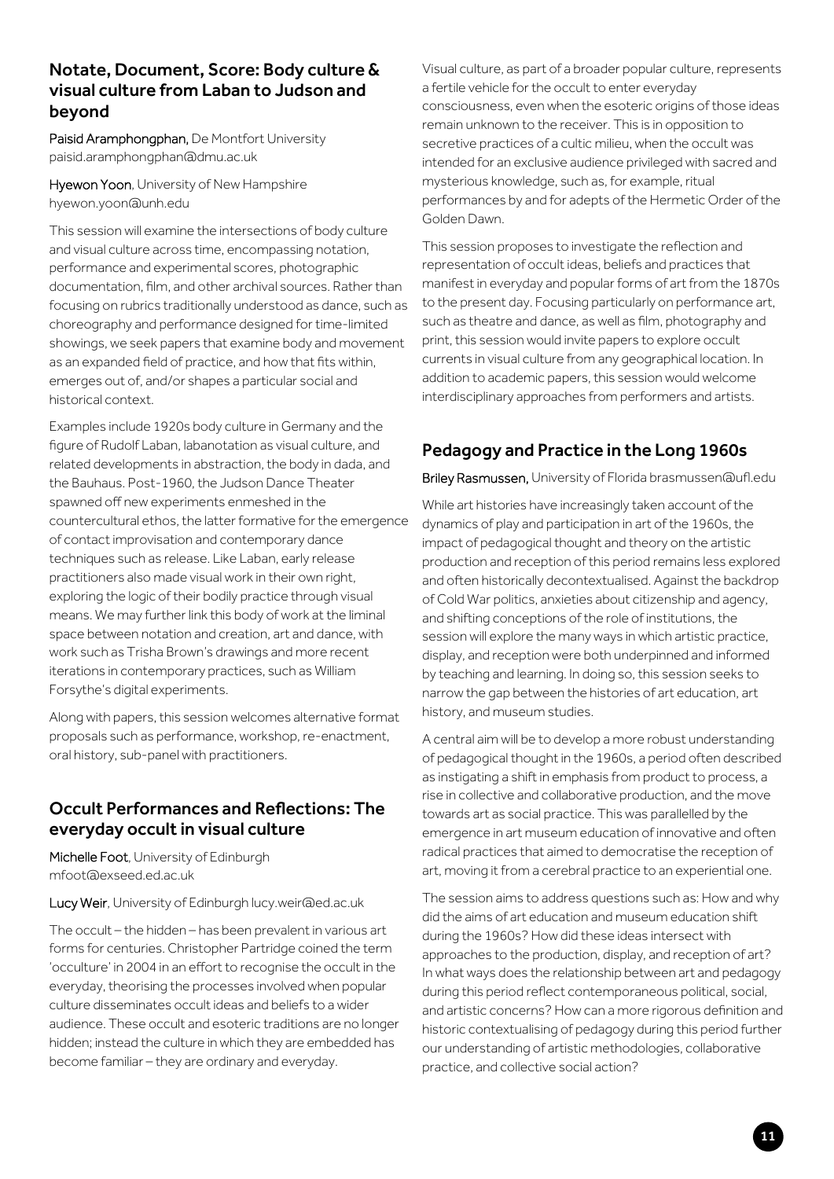## Notate, Document, Score: Body culture & visual culture from Laban to Judson and beyond

**Paisid Aramphongphan,** De Montfort University paisid.aramphongphan@dmu.ac.uk

**Hyewon Yoon**, University of New Hampshire hyewon.yoon@unh.edu

This session will examine the intersections of body culture and visual culture across time, encompassing notation, performance and experimental scores, photographic documentation, film, and other archival sources. Rather than focusing on rubrics traditionally understood as dance, such as choreography and performance designed for time-limited showings, we seek papers that examine body and movement as an expanded field of practice, and how that fits within, emerges out of, and/or shapes a particular social and historical context.

Examples include 1920s body culture in Germany and the figure of Rudolf Laban, labanotation as visual culture, and related developments in abstraction, the body in dada, and the Bauhaus. Post-1960, the Judson Dance Theater spawned off new experiments enmeshed in the countercultural ethos, the latter formative for the emergence of contact improvisation and contemporary dance techniques such as release. Like Laban, early release practitioners also made visual work in their own right, exploring the logic of their bodily practice through visual means. We may further link this body of work at the liminal space between notation and creation, art and dance, with work such as Trisha Brown's drawings and more recent iterations in contemporary practices, such as William Forsythe's digital experiments.

Along with papers, this session welcomes alternative format proposals such as performance, workshop, re-enactment, oral history, sub-panel with practitioners.

## Occult Performances and Reflections: The everyday occult in visual culture

**Michelle Foot**, University of Edinburgh mfoot@exseed.ed.ac.uk

**Lucy Weir**, University of Edinburgh lucy.weir@ed.ac.uk

The occult – the hidden – has been prevalent in various art forms for centuries. Christopher Partridge coined the term 'occulture' in 2004 in an effort to recognise the occult in the everyday, theorising the processes involved when popular culture disseminates occult ideas and beliefs to a wider audience. These occult and esoteric traditions are no longer hidden; instead the culture in which they are embedded has become familiar – they are ordinary and everyday.

Visual culture, as part of a broader popular culture, represents a fertile vehicle for the occult to enter everyday consciousness, even when the esoteric origins of those ideas remain unknown to the receiver. This is in opposition to secretive practices of a cultic milieu, when the occult was intended for an exclusive audience privileged with sacred and mysterious knowledge, such as, for example, ritual performances by and for adepts of the Hermetic Order of the Golden Dawn.

This session proposes to investigate the reflection and representation of occult ideas, beliefs and practices that manifest in everyday and popular forms of art from the 1870s to the present day. Focusing particularly on performance art, such as theatre and dance, as well as film, photography and print, this session would invite papers to explore occult currents in visual culture from any geographical location. In addition to academic papers, this session would welcome interdisciplinary approaches from performers and artists.

## Pedagogy and Practice in the Long 1960s

**Briley Rasmussen,** University of Florida brasmussen@ufl.edu

While art histories have increasingly taken account of the dynamics of play and participation in art of the 1960s, the impact of pedagogical thought and theory on the artistic production and reception of this period remains less explored and often historically decontextualised. Against the backdrop of Cold War politics, anxieties about citizenship and agency, and shifting conceptions of the role of institutions, the session will explore the many ways in which artistic practice, display, and reception were both underpinned and informed by teaching and learning. In doing so, this session seeks to narrow the gap between the histories of art education, art history, and museum studies.

A central aim will be to develop a more robust understanding of pedagogical thought in the 1960s, a period often described as instigating a shift in emphasis from product to process, a rise in collective and collaborative production, and the move towards art as social practice. This was parallelled by the emergence in art museum education of innovative and often radical practices that aimed to democratise the reception of art, moving it from a cerebral practice to an experiential one.

The session aims to address questions such as: How and why did the aims of art education and museum education shift during the 1960s? How did these ideas intersect with approaches to the production, display, and reception of art? In what ways does the relationship between art and pedagogy during this period reflect contemporaneous political, social, and artistic concerns? How can a more rigorous definition and historic contextualising of pedagogy during this period further our understanding of artistic methodologies, collaborative practice, and collective social action?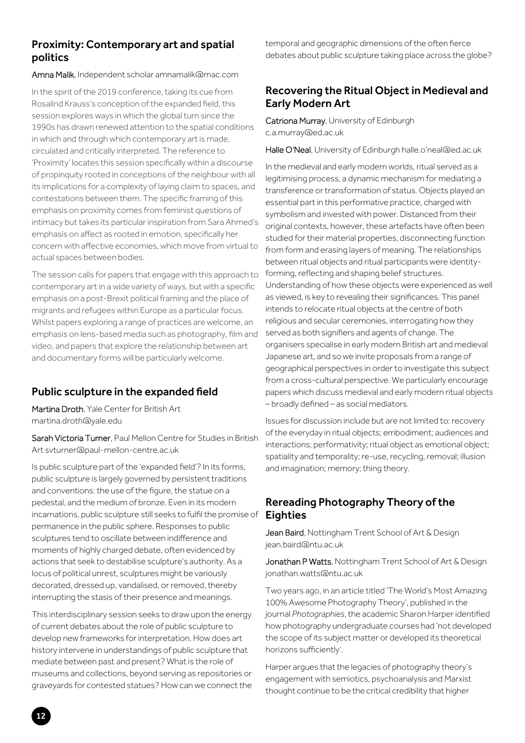## Proximity: Contemporary art and spatial politics

Amna Malik, Independent scholar amnamalik@mac.com

In the spirit of the 2019 conference, taking its cue from Rosalind Krauss's conception of the expanded field, this session explores ways in which the global turn since the 1990s has drawn renewed attention to the spatial conditions in which and through which contemporary art is made, circulated and critically interpreted. The reference to 'Proximity' locates this session specifically within a discourse of propinquity rooted in conceptions of the neighbour with all its implications for a complexity of laying claim to spaces, and contestations between them. The specific framing of this emphasis on proximity comes from feminist questions of intimacy but takes its particular inspiration from Sara Ahmed's emphasis on affect as rooted in emotion, specifically her concern with affective economies, which move from virtual to actual spaces between bodies.

The session calls for papers that engage with this approach to contemporary art in a wide variety of ways, but with a specific emphasis on a post-Brexit political framing and the place of migrants and refugees within Europe as a particular focus. Whilst papers exploring a range of practices are welcome, an emphasis on lens-based media such as photography, film and video, and papers that explore the relationship between art and documentary forms will be particularly welcome.

## Public sculpture in the expanded field

Martina Droth, Yale Center for British Art martina.droth@yale.edu

Sarah Victoria Turner, Paul Mellon Centre for Studies in British Art svturner@paul-mellon-centre.ac.uk

Is public sculpture part of the 'expanded field'? In its forms, public sculpture is largely governed by persistent traditions and conventions: the use of the figure, the statue on a pedestal, and the medium of bronze. Even in its modern incarnations, public sculpture still seeks to fulfil the promise of permanence in the public sphere. Responses to public sculptures tend to oscillate between indifference and moments of highly charged debate, often evidenced by actions that seek to destabilise sculpture's authority. As a locus of political unrest, sculptures might be variously decorated, dressed up, vandalised, or removed, thereby interrupting the stasis of their presence and meanings.

This interdisciplinary session seeks to draw upon the energy of current debates about the role of public sculpture to develop new frameworks for interpretation. How does art history intervene in understandings of public sculpture that mediate between past and present? What is the role of museums and collections, beyond serving as repositories or graveyards for contested statues? How can we connect the temporal and geographic dimensions of the often fierce debates about public sculpture taking place across the globe?

## Recovering the Ritual Object in Medieval and Early Modern Art

Catriona Murray, University of Edinburgh c.a.murray@ed.ac.uk

Halle O'Neal, University of Edinburgh halle.o'neal@ed.ac.uk

In the medieval and early modern worlds, ritual served as a legitimising process, a dynamic mechanism for mediating a transference or transformation of status. Objects played an essential part in this performative practice, charged with symbolism and invested with power. Distanced from their original contexts, however, these artefacts have often been studied for their material properties, disconnecting function from form and erasing layers of meaning. The relationships between ritual objects and ritual participants were identity-forming, reflecting and shaping belief structures. Understanding of how these objects were experienced as well as viewed, is key to revealing their significances. This panel intends to relocate ritual objects at the centre of both religious and secular ceremonies, interrogating how they served as both signifiers and agents of change. The organisers specialise in early modern British art and medieval Japanese art, and so we invite proposals from a range of geographical perspectives in order to investigate this subject from a cross-cultural perspective. We particularly encourage papers which discuss medieval and early modern ritual objects – broadly defined – as social mediators.

Issues for discussion include but are not limited to: recovery of the everyday in ritual objects; embodiment; audiences and interactions; performativity; ritual object as emotional object; spatiality and temporality; re-use, recycling, removal; illusion and imagination; memory; thing theory.

## Rereading Photography Theory of the Eighties

Jean Baird, Nottingham Trent School of Art & Design jean.baird@ntu.ac.uk

Jonathan P Watts, Nottingham Trent School of Art & Design jonathan.watts@ntu.ac.uk

Two years ago, in an article titled 'The World's Most Amazing 100% Awesome Photography Theory', published in the journal *Photographies*, the academic Sharon Harper identified how photography undergraduate courses had 'not developed the scope of its subject matter or developed its theoretical horizons sufficiently'.

Harper argues that the legacies of photography theory's engagement with semiotics, psychoanalysis and Marxist thought continue to be the critical credibility that higher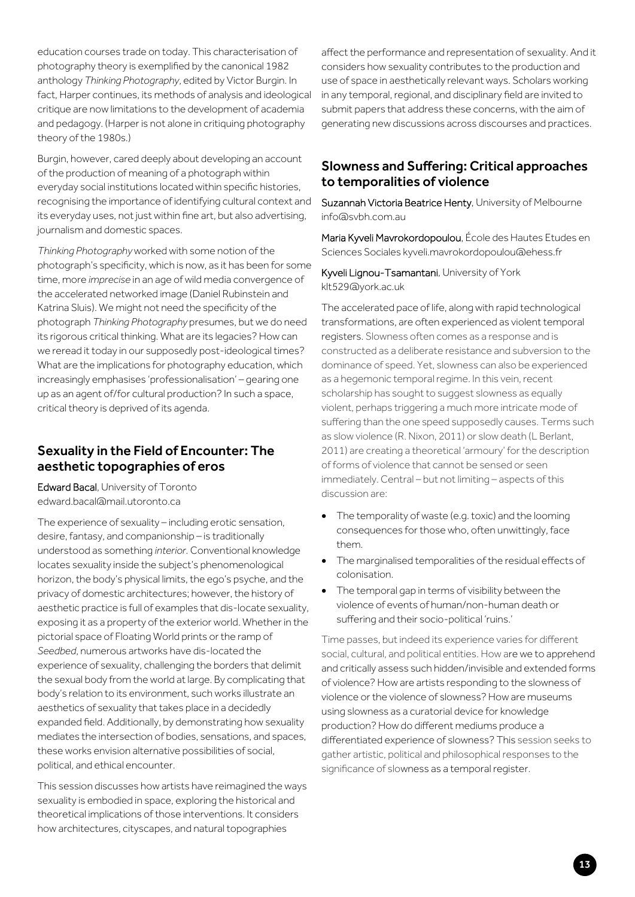education courses trade on today. This characterisation of photography theory is exemplified by the canonical 1982 anthology *Thinking Photography*, edited by Victor Burgin. In fact, Harper continues, its methods of analysis and ideological critique are now limitations to the development of academia and pedagogy. (Harper is not alone in critiquing photography theory of the 1980s.)

Burgin, however, cared deeply about developing an account of the production of meaning of a photograph within everyday social institutions located within specific histories, recognising the importance of identifying cultural context and its everyday uses, not just within fine art, but also advertising, journalism and domestic spaces.

*Thinking Photography* worked with some notion of the photograph's specificity, which is now, as it has been for some time, more *imprecise* in an age of wild media convergence of the accelerated networked image (Daniel Rubinstein and Katrina Sluis). We might not need the specificity of the photograph *Thinking Photography* presumes, but we do need its rigorous critical thinking. What are its legacies? How can we reread it today in our supposedly post-ideological times? What are the implications for photography education, which increasingly emphasises 'professionalisation' – gearing one up as an agent of/for cultural production? In such a space, critical theory is deprived of its agenda.

## Sexuality in the Field of Encounter: The aesthetic topographies of eros

Edward Bacal, University of Toronto
edward.bacal@mail.utoronto.ca

The experience of sexuality – including erotic sensation, desire, fantasy, and companionship – is traditionally understood as something *interior*. Conventional knowledge locates sexuality inside the subject's phenomenological horizon, the body's physical limits, the ego's psyche, and the privacy of domestic architectures; however, the history of aesthetic practice is full of examples that dis-locate sexuality, exposing it as a property of the exterior world. Whether in the pictorial space of Floating World prints or the ramp of *Seedbed*, numerous artworks have dis-located the experience of sexuality, challenging the borders that delimit the sexual body from the world at large. By complicating that body's relation to its environment, such works illustrate an aesthetics of sexuality that takes place in a decidedly expanded field. Additionally, by demonstrating how sexuality mediates the intersection of bodies, sensations, and spaces, these works envision alternative possibilities of social, political, and ethical encounter.

This session discusses how artists have reimagined the ways sexuality is embodied in space, exploring the historical and theoretical implications of those interventions. It considers how architectures, cityscapes, and natural topographies affect the performance and representation of sexuality. And it considers how sexuality contributes to the production and use of space in aesthetically relevant ways. Scholars working in any temporal, regional, and disciplinary field are invited to submit papers that address these concerns, with the aim of generating new discussions across discourses and practices.

## Slowness and Suffering: Critical approaches to temporalities of violence

Suzannah Victoria Beatrice Henty, University of Melbourne
info@svbh.com.au

Maria Kyveli Mavrokordopoulou, École des Hautes Etudes en Sciences Sociales kyveli.mavrokordopoulou@ehess.fr

Kyveli Lignou-Tsamantani, University of York
klt529@york.ac.uk

The accelerated pace of life, along with rapid technological transformations, are often experienced as violent temporal registers. Slowness often comes as a response and is constructed as a deliberate resistance and subversion to the dominance of speed. Yet, slowness can also be experienced as a hegemonic temporal regime. In this vein, recent scholarship has sought to suggest slowness as equally violent, perhaps triggering a much more intricate mode of suffering than the one speed supposedly causes. Terms such as slow violence (R. Nixon, 2011) or slow death (L Berlant, 2011) are creating a theoretical 'armoury' for the description of forms of violence that cannot be sensed or seen immediately. Central – but not limiting – aspects of this discussion are:

- The temporality of waste (e.g. toxic) and the looming consequences for those who, often unwittingly, face them.
- The marginalised temporalities of the residual effects of colonisation.
- The temporal gap in terms of visibility between the violence of events of human/non-human death or suffering and their socio-political 'ruins.'

Time passes, but indeed its experience varies for different social, cultural, and political entities. How are we to apprehend and critically assess such hidden/invisible and extended forms of violence? How are artists responding to the slowness of violence or the violence of slowness? How are museums using slowness as a curatorial device for knowledge production? How do different mediums produce a differentiated experience of slowness? This session seeks to gather artistic, political and philosophical responses to the significance of slowness as a temporal register.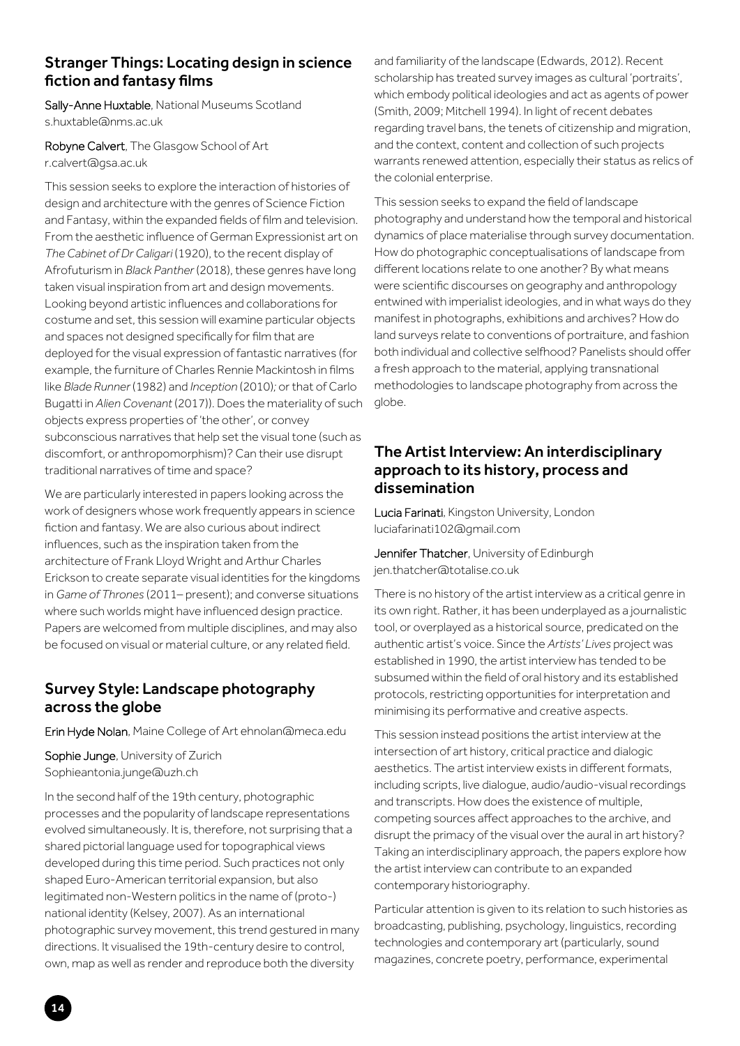## Stranger Things: Locating design in science fiction and fantasy films

**Sally-Anne Huxtable**, National Museums Scotland
s.huxtable@nms.ac.uk

**Robyne Calvert**, The Glasgow School of Art
r.calvert@gsa.ac.uk

This session seeks to explore the interaction of histories of design and architecture with the genres of Science Fiction and Fantasy, within the expanded fields of film and television. From the aesthetic influence of German Expressionist art on *The Cabinet of Dr Caligari* (1920), to the recent display of Afrofuturism in *Black Panther* (2018), these genres have long taken visual inspiration from art and design movements. Looking beyond artistic influences and collaborations for costume and set, this session will examine particular objects and spaces not designed specifically for film that are deployed for the visual expression of fantastic narratives (for example, the furniture of Charles Rennie Mackintosh in films like *Blade Runner* (1982) and *Inception* (2010); or that of Carlo Bugatti in *Alien Covenant* (2017)). Does the materiality of such objects express properties of 'the other', or convey subconscious narratives that help set the visual tone (such as discomfort, or anthropomorphism)? Can their use disrupt traditional narratives of time and space?

We are particularly interested in papers looking across the work of designers whose work frequently appears in science fiction and fantasy. We are also curious about indirect influences, such as the inspiration taken from the architecture of Frank Lloyd Wright and Arthur Charles Erickson to create separate visual identities for the kingdoms in *Game of Thrones* (2011– present); and converse situations where such worlds might have influenced design practice. Papers are welcomed from multiple disciplines, and may also be focused on visual or material culture, or any related field.

## Survey Style: Landscape photography across the globe

**Erin Hyde Nolan**, Maine College of Art ehnolan@meca.edu

**Sophie Junge**, University of Zurich
Sophieantonia.junge@uzh.ch

In the second half of the 19th century, photographic processes and the popularity of landscape representations evolved simultaneously. It is, therefore, not surprising that a shared pictorial language used for topographical views developed during this time period. Such practices not only shaped Euro-American territorial expansion, but also legitimated non-Western politics in the name of (proto-) national identity (Kelsey, 2007). As an international photographic survey movement, this trend gestured in many directions. It visualised the 19th-century desire to control, own, map as well as render and reproduce both the diversity and familiarity of the landscape (Edwards, 2012). Recent scholarship has treated survey images as cultural 'portraits', which embody political ideologies and act as agents of power (Smith, 2009; Mitchell 1994). In light of recent debates regarding travel bans, the tenets of citizenship and migration, and the context, content and collection of such projects warrants renewed attention, especially their status as relics of the colonial enterprise.

This session seeks to expand the field of landscape photography and understand how the temporal and historical dynamics of place materialise through survey documentation. How do photographic conceptualisations of landscape from different locations relate to one another? By what means were scientific discourses on geography and anthropology entwined with imperialist ideologies, and in what ways do they manifest in photographs, exhibitions and archives? How do land surveys relate to conventions of portraiture, and fashion both individual and collective selfhood? Panelists should offer a fresh approach to the material, applying transnational methodologies to landscape photography from across the globe.

## The Artist Interview: An interdisciplinary approach to its history, process and dissemination

**Lucia Farinati**, Kingston University, London
luciafarinati102@gmail.com

**Jennifer Thatcher**, University of Edinburgh
jen.thatcher@totalise.co.uk

There is no history of the artist interview as a critical genre in its own right. Rather, it has been underplayed as a journalistic tool, or overplayed as a historical source, predicated on the authentic artist's voice. Since the *Artists' Lives* project was established in 1990, the artist interview has tended to be subsumed within the field of oral history and its established protocols, restricting opportunities for interpretation and minimising its performative and creative aspects.

This session instead positions the artist interview at the intersection of art history, critical practice and dialogic aesthetics. The artist interview exists in different formats, including scripts, live dialogue, audio/audio-visual recordings and transcripts. How does the existence of multiple, competing sources affect approaches to the archive, and disrupt the primacy of the visual over the aural in art history? Taking an interdisciplinary approach, the papers explore how the artist interview can contribute to an expanded contemporary historiography.

Particular attention is given to its relation to such histories as broadcasting, publishing, psychology, linguistics, recording technologies and contemporary art (particularly, sound magazines, concrete poetry, performance, experimental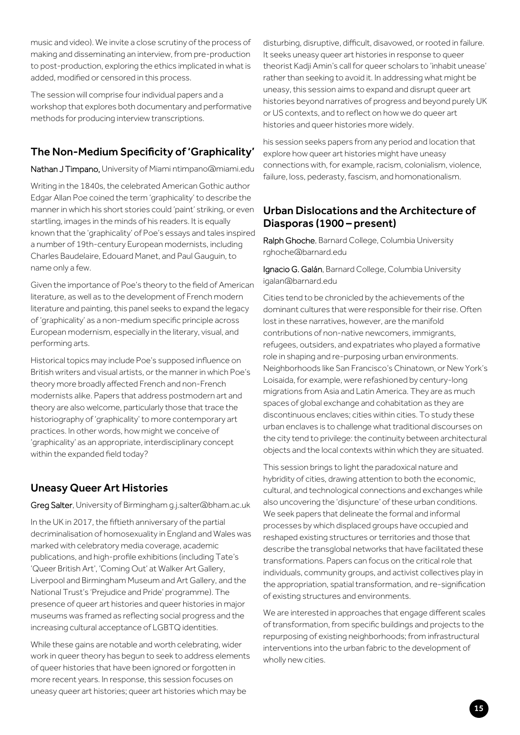music and video). We invite a close scrutiny of the process of making and disseminating an interview, from pre-production to post-production, exploring the ethics implicated in what is added, modified or censored in this process.

The session will comprise four individual papers and a workshop that explores both documentary and performative methods for producing interview transcriptions.

## The Non-Medium Specificity of 'Graphicality'

Nathan J Timpano, University of Miami ntimpano@miami.edu

Writing in the 1840s, the celebrated American Gothic author Edgar Allan Poe coined the term 'graphicality' to describe the manner in which his short stories could 'paint' striking, or even startling, images in the minds of his readers. It is equally known that the 'graphicality' of Poe's essays and tales inspired a number of 19th-century European modernists, including Charles Baudelaire, Edouard Manet, and Paul Gauguin, to name only a few.

Given the importance of Poe's theory to the field of American literature, as well as to the development of French modern literature and painting, this panel seeks to expand the legacy of 'graphicality' as a non-medium specific principle across European modernism, especially in the literary, visual, and performing arts.

Historical topics may include Poe's supposed influence on British writers and visual artists, or the manner in which Poe's theory more broadly affected French and non-French modernists alike. Papers that address postmodern art and theory are also welcome, particularly those that trace the historiography of 'graphicality' to more contemporary art practices. In other words, how might we conceive of 'graphicality' as an appropriate, interdisciplinary concept within the expanded field today?

## Uneasy Queer Art Histories

Greg Salter, University of Birmingham g.j.salter@bham.ac.uk

In the UK in 2017, the fiftieth anniversary of the partial decriminalisation of homosexuality in England and Wales was marked with celebratory media coverage, academic publications, and high-profile exhibitions (including Tate's 'Queer British Art', 'Coming Out' at Walker Art Gallery, Liverpool and Birmingham Museum and Art Gallery, and the National Trust's 'Prejudice and Pride' programme). The presence of queer art histories and queer histories in major museums was framed as reflecting social progress and the increasing cultural acceptance of LGBTQ identities.

While these gains are notable and worth celebrating, wider work in queer theory has begun to seek to address elements of queer histories that have been ignored or forgotten in more recent years. In response, this session focuses on uneasy queer art histories; queer art histories which may be disturbing, disruptive, difficult, disavowed, or rooted in failure. It seeks uneasy queer art histories in response to queer theorist Kadji Amin's call for queer scholars to 'inhabit unease' rather than seeking to avoid it. In addressing what might be uneasy, this session aims to expand and disrupt queer art histories beyond narratives of progress and beyond purely UK or US contexts, and to reflect on how we do queer art histories and queer histories more widely.

his session seeks papers from any period and location that explore how queer art histories might have uneasy connections with, for example, racism, colonialism, violence, failure, loss, pederasty, fascism, and homonationalism.

## Urban Dislocations and the Architecture of Diasporas (1900 – present)

Ralph Ghoche, Barnard College, Columbia University rghoche@barnard.edu

Ignacio G. Galán, Barnard College, Columbia University igalan@barnard.edu

Cities tend to be chronicled by the achievements of the dominant cultures that were responsible for their rise. Often lost in these narratives, however, are the manifold contributions of non-native newcomers, immigrants, refugees, outsiders, and expatriates who played a formative role in shaping and re-purposing urban environments. Neighborhoods like San Francisco's Chinatown, or New York's Loisaida, for example, were refashioned by century-long migrations from Asia and Latin America. They are as much spaces of global exchange and cohabitation as they are discontinuous enclaves; cities within cities. To study these urban enclaves is to challenge what traditional discourses on the city tend to privilege: the continuity between architectural objects and the local contexts within which they are situated.

This session brings to light the paradoxical nature and hybridity of cities, drawing attention to both the economic, cultural, and technological connections and exchanges while also uncovering the 'disjuncture' of these urban conditions. We seek papers that delineate the formal and informal processes by which displaced groups have occupied and reshaped existing structures or territories and those that describe the transglobal networks that have facilitated these transformations. Papers can focus on the critical role that individuals, community groups, and activist collectives play in the appropriation, spatial transformation, and re-signification of existing structures and environments.

We are interested in approaches that engage different scales of transformation, from specific buildings and projects to the repurposing of existing neighborhoods; from infrastructural interventions into the urban fabric to the development of wholly new cities.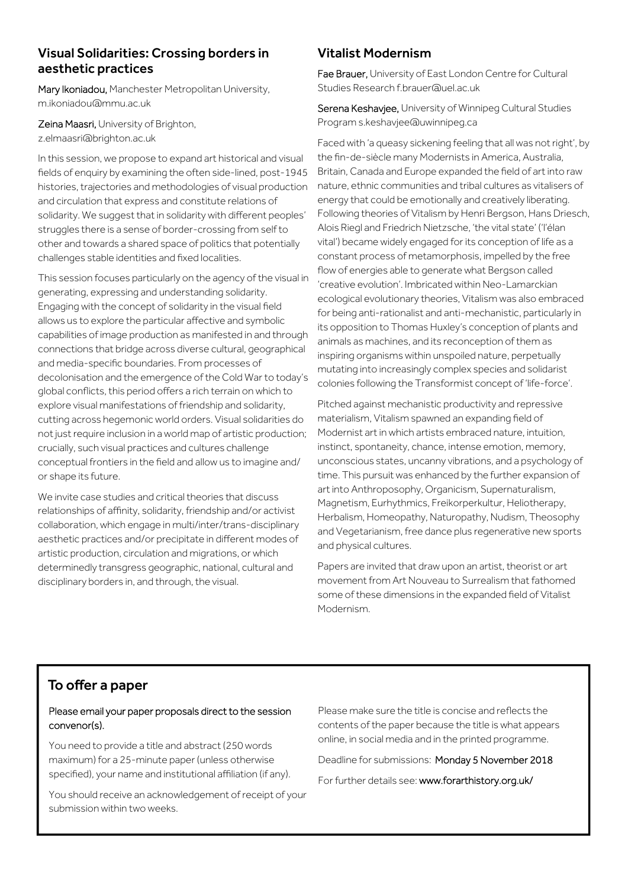## Visual Solidarities: Crossing borders in aesthetic practices

**Mary Ikoniadou,** Manchester Metropolitan University, m.ikoniadou@mmu.ac.uk

**Zeina Maasri,** University of Brighton, z.elmaasri@brighton.ac.uk

In this session, we propose to expand art historical and visual fields of enquiry by examining the often side-lined, post-1945 histories, trajectories and methodologies of visual production and circulation that express and constitute relations of solidarity. We suggest that in solidarity with different peoples' struggles there is a sense of border-crossing from self to other and towards a shared space of politics that potentially challenges stable identities and fixed localities.

This session focuses particularly on the agency of the visual in generating, expressing and understanding solidarity. Engaging with the concept of solidarity in the visual field allows us to explore the particular affective and symbolic capabilities of image production as manifested in and through connections that bridge across diverse cultural, geographical and media-specific boundaries. From processes of decolonisation and the emergence of the Cold War to today's global conflicts, this period offers a rich terrain on which to explore visual manifestations of friendship and solidarity, cutting across hegemonic world orders. Visual solidarities do not just require inclusion in a world map of artistic production; crucially, such visual practices and cultures challenge conceptual frontiers in the field and allow us to imagine and/or shape its future.

We invite case studies and critical theories that discuss relationships of affinity, solidarity, friendship and/or activist collaboration, which engage in multi/inter/trans-disciplinary aesthetic practices and/or precipitate in different modes of artistic production, circulation and migrations, or which determinedly transgress geographic, national, cultural and disciplinary borders in, and through, the visual.

## Vitalist Modernism

**Fae Brauer,** University of East London Centre for Cultural Studies Research f.brauer@uel.ac.uk

**Serena Keshavjee,** University of Winnipeg Cultural Studies Program s.keshavjee@uwinnipeg.ca

Faced with 'a queasy sickening feeling that all was not right', by the fin-de-siècle many Modernists in America, Australia, Britain, Canada and Europe expanded the field of art into raw nature, ethnic communities and tribal cultures as vitalisers of energy that could be emotionally and creatively liberating. Following theories of Vitalism by Henri Bergson, Hans Driesch, Alois Riegl and Friedrich Nietzsche, 'the vital state' ('l'élan vital') became widely engaged for its conception of life as a constant process of metamorphosis, impelled by the free flow of energies able to generate what Bergson called 'creative evolution'. Imbricated within Neo-Lamarckian ecological evolutionary theories, Vitalism was also embraced for being anti-rationalist and anti-mechanistic, particularly in its opposition to Thomas Huxley's conception of plants and animals as machines, and its reconception of them as inspiring organisms within unspoiled nature, perpetually mutating into increasingly complex species and solidarist colonies following the Transformist concept of 'life-force'.

Pitched against mechanistic productivity and repressive materialism, Vitalism spawned an expanding field of Modernist art in which artists embraced nature, intuition, instinct, spontaneity, chance, intense emotion, memory, unconscious states, uncanny vibrations, and a psychology of time. This pursuit was enhanced by the further expansion of art into Anthroposophy, Organicism, Supernaturalism, Magnetism, Eurhythmics, Freikorperkultur, Heliotherapy, Herbalism, Homeopathy, Naturopathy, Nudism, Theosophy and Vegetarianism, free dance plus regenerative new sports and physical cultures.

Papers are invited that draw upon an artist, theorist or art movement from Art Nouveau to Surrealism that fathomed some of these dimensions in the expanded field of Vitalist Modernism.

## To offer a paper

Please email your paper proposals direct to the session convenor(s).

You need to provide a title and abstract (250 words maximum) for a 25-minute paper (unless otherwise specified), your name and institutional affiliation (if any).

You should receive an acknowledgement of receipt of your submission within two weeks.

Please make sure the title is concise and reflects the contents of the paper because the title is what appears online, in social media and in the printed programme.

Deadline for submissions: **Monday 5 November 2018**

For further details see: **www.forarthistory.org.uk/**